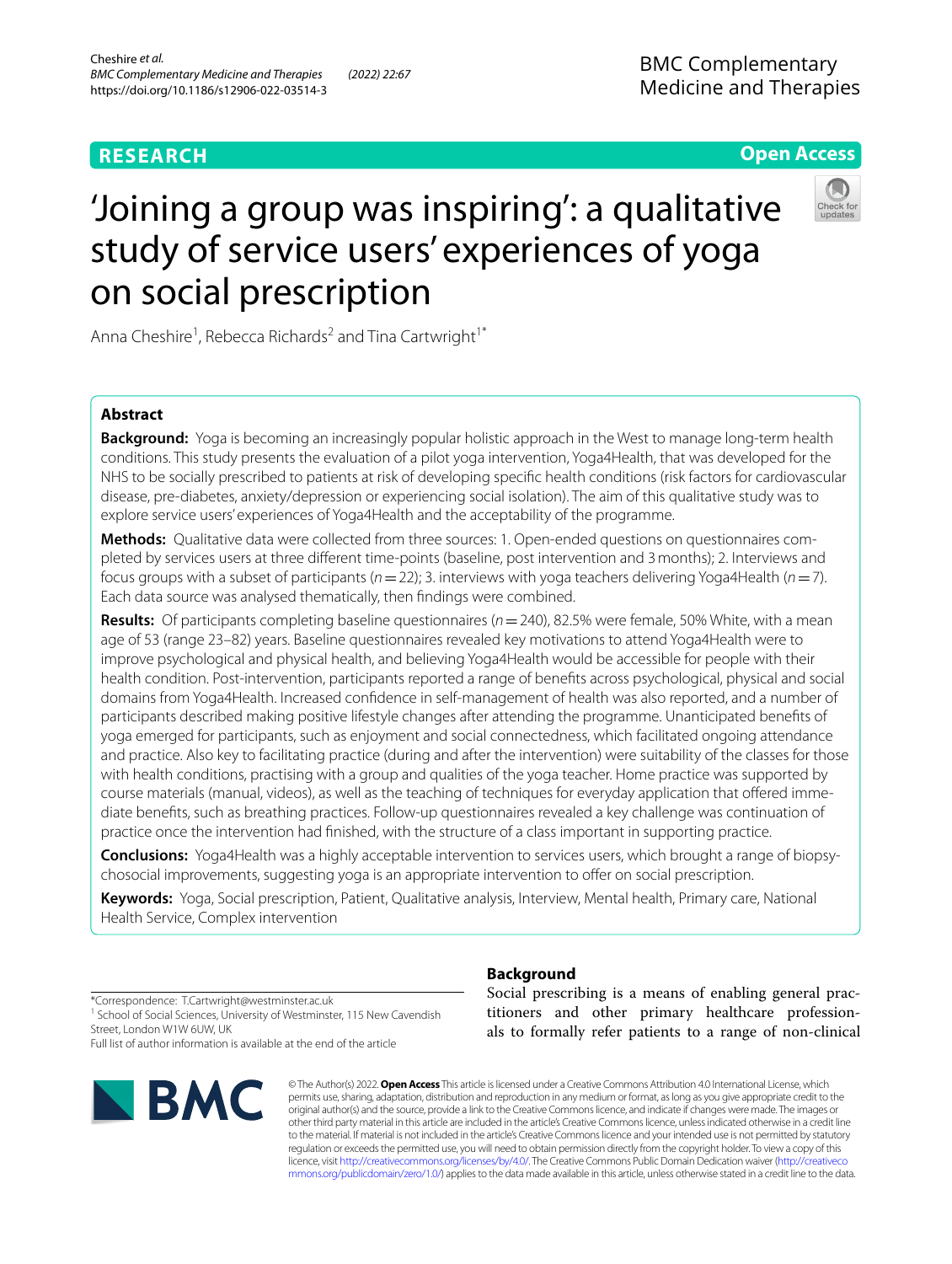**RESEARCH** **Open Access**

# 'Joining a group was inspiring': a qualitative study of service users' experiences of yoga on social prescription

Anna Cheshire[1], Rebecca Richards[2] and Tina Cartwright[1*]

## Abstract

**Background:** Yoga is becoming an increasingly popular holistic approach in the West to manage long-term health conditions. This study presents the evaluation of a pilot yoga intervention, Yoga4Health, that was developed for the NHS to be socially prescribed to patients at risk of developing specific health conditions (risk factors for cardiovascular disease, pre-diabetes, anxiety/depression or experiencing social isolation). The aim of this qualitative study was to explore service users' experiences of Yoga4Health and the acceptability of the programme.

**Methods:** Qualitative data were collected from three sources: 1. Open-ended questions on questionnaires completed by services users at three different time-points (baseline, post intervention and 3 months); 2. Interviews and focus groups with a subset of participants ($n = 22$); 3. interviews with yoga teachers delivering Yoga4Health ($n = 7$). Each data source was analysed thematically, then findings were combined.

**Results:** Of participants completing baseline questionnaires ($n = 240$), 82.5% were female, 50% White, with a mean age of 53 (range 23–82) years. Baseline questionnaires revealed key motivations to attend Yoga4Health were to improve psychological and physical health, and believing Yoga4Health would be accessible for people with their health condition. Post-intervention, participants reported a range of benefits across psychological, physical and social domains from Yoga4Health. Increased confidence in self-management of health was also reported, and a number of participants described making positive lifestyle changes after attending the programme. Unanticipated benefits of yoga emerged for participants, such as enjoyment and social connectedness, which facilitated ongoing attendance and practice. Also key to facilitating practice (during and after the intervention) were suitability of the classes for those with health conditions, practising with a group and qualities of the yoga teacher. Home practice was supported by course materials (manual, videos), as well as the teaching of techniques for everyday application that offered immediate benefits, such as breathing practices. Follow-up questionnaires revealed a key challenge was continuation of practice once the intervention had finished, with the structure of a class important in supporting practice.

**Conclusions:** Yoga4Health was a highly acceptable intervention to services users, which brought a range of biopsychosocial improvements, suggesting yoga is an appropriate intervention to offer on social prescription.

**Keywords:** Yoga, Social prescription, Patient, Qualitative analysis, Interview, Mental health, Primary care, National Health Service, Complex intervention

*Correspondence: T.Cartwright@westminster.ac.uk
[1] School of Social Sciences, University of Westminster, 115 New Cavendish Street, London W1W 6UW, UK
Full list of author information is available at the end of the article

## Background

Social prescribing is a means of enabling general practitioners and other primary healthcare professionals to formally refer patients to a range of non-clinical

© The Author(s) 2022. **Open Access** This article is licensed under a Creative Commons Attribution 4.0 International License, which permits use, sharing, adaptation, distribution and reproduction in any medium or format, as long as you give appropriate credit to the original author(s) and the source, provide a link to the Creative Commons licence, and indicate if changes were made. The images or other third party material in this article are included in the article's Creative Commons licence, unless indicated otherwise in a credit line to the material. If material is not included in the article's Creative Commons licence and your intended use is not permitted by statutory regulation or exceeds the permitted use, you will need to obtain permission directly from the copyright holder. To view a copy of this licence, visit http://creativecommons.org/licenses/by/4.0/. The Creative Commons Public Domain Dedication waiver (http://creativecommons.org/publicdomain/zero/1.0/) applies to the data made available in this article, unless otherwise stated in a credit line to the data.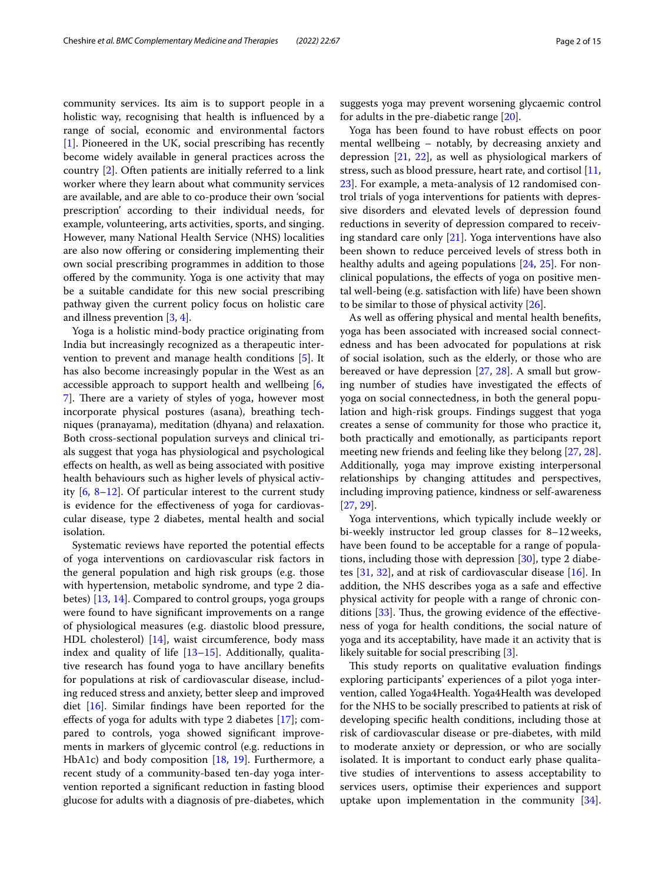community services. Its aim is to support people in a holistic way, recognising that health is influenced by a range of social, economic and environmental factors [1]. Pioneered in the UK, social prescribing has recently become widely available in general practices across the country [2]. Often patients are initially referred to a link worker where they learn about what community services are available, and are able to co-produce their own 'social prescription' according to their individual needs, for example, volunteering, arts activities, sports, and singing. However, many National Health Service (NHS) localities are also now offering or considering implementing their own social prescribing programmes in addition to those offered by the community. Yoga is one activity that may be a suitable candidate for this new social prescribing pathway given the current policy focus on holistic care and illness prevention [3, 4].

Yoga is a holistic mind-body practice originating from India but increasingly recognized as a therapeutic intervention to prevent and manage health conditions [5]. It has also become increasingly popular in the West as an accessible approach to support health and wellbeing [6, 7]. There are a variety of styles of yoga, however most incorporate physical postures (asana), breathing techniques (pranayama), meditation (dhyana) and relaxation. Both cross-sectional population surveys and clinical trials suggest that yoga has physiological and psychological effects on health, as well as being associated with positive health behaviours such as higher levels of physical activity [6, 8–12]. Of particular interest to the current study is evidence for the effectiveness of yoga for cardiovascular disease, type 2 diabetes, mental health and social isolation.

Systematic reviews have reported the potential effects of yoga interventions on cardiovascular risk factors in the general population and high risk groups (e.g. those with hypertension, metabolic syndrome, and type 2 diabetes) [13, 14]. Compared to control groups, yoga groups were found to have significant improvements on a range of physiological measures (e.g. diastolic blood pressure, HDL cholesterol) [14], waist circumference, body mass index and quality of life [13–15]. Additionally, qualitative research has found yoga to have ancillary benefits for populations at risk of cardiovascular disease, including reduced stress and anxiety, better sleep and improved diet [16]. Similar findings have been reported for the effects of yoga for adults with type 2 diabetes [17]; compared to controls, yoga showed significant improvements in markers of glycemic control (e.g. reductions in HbA1c) and body composition [18, 19]. Furthermore, a recent study of a community-based ten-day yoga intervention reported a significant reduction in fasting blood glucose for adults with a diagnosis of pre-diabetes, which suggests yoga may prevent worsening glycaemic control for adults in the pre-diabetic range [20].

Yoga has been found to have robust effects on poor mental wellbeing – notably, by decreasing anxiety and depression [21, 22], as well as physiological markers of stress, such as blood pressure, heart rate, and cortisol [11, 23]. For example, a meta-analysis of 12 randomised control trials of yoga interventions for patients with depressive disorders and elevated levels of depression found reductions in severity of depression compared to receiving standard care only [21]. Yoga interventions have also been shown to reduce perceived levels of stress both in healthy adults and ageing populations [24, 25]. For non-clinical populations, the effects of yoga on positive mental well-being (e.g. satisfaction with life) have been shown to be similar to those of physical activity [26].

As well as offering physical and mental health benefits, yoga has been associated with increased social connectedness and has been advocated for populations at risk of social isolation, such as the elderly, or those who are bereaved or have depression [27, 28]. A small but growing number of studies have investigated the effects of yoga on social connectedness, in both the general population and high-risk groups. Findings suggest that yoga creates a sense of community for those who practice it, both practically and emotionally, as participants report meeting new friends and feeling like they belong [27, 28]. Additionally, yoga may improve existing interpersonal relationships by changing attitudes and perspectives, including improving patience, kindness or self-awareness [27, 29].

Yoga interventions, which typically include weekly or bi-weekly instructor led group classes for 8–12 weeks, have been found to be acceptable for a range of populations, including those with depression [30], type 2 diabetes [31, 32], and at risk of cardiovascular disease [16]. In addition, the NHS describes yoga as a safe and effective physical activity for people with a range of chronic conditions [33]. Thus, the growing evidence of the effectiveness of yoga for health conditions, the social nature of yoga and its acceptability, have made it an activity that is likely suitable for social prescribing [3].

This study reports on qualitative evaluation findings exploring participants' experiences of a pilot yoga intervention, called Yoga4Health. Yoga4Health was developed for the NHS to be socially prescribed to patients at risk of developing specific health conditions, including those at risk of cardiovascular disease or pre-diabetes, with mild to moderate anxiety or depression, or who are socially isolated. It is important to conduct early phase qualitative studies of interventions to assess acceptability to services users, optimise their experiences and support uptake upon implementation in the community [34].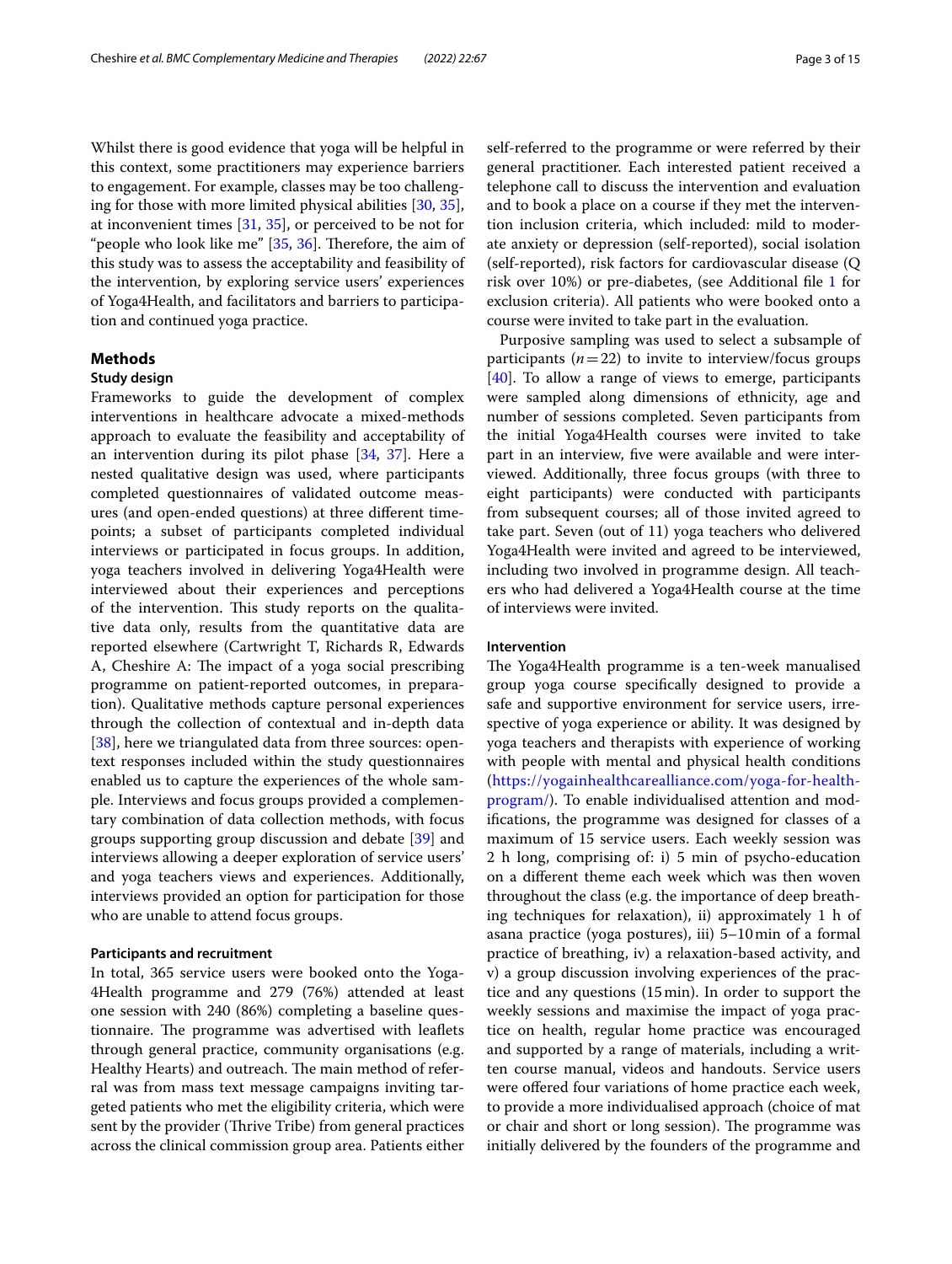Whilst there is good evidence that yoga will be helpful in this context, some practitioners may experience barriers to engagement. For example, classes may be too challenging for those with more limited physical abilities [30, 35], at inconvenient times [31, 35], or perceived to be not for "people who look like me" [35, 36]. Therefore, the aim of this study was to assess the acceptability and feasibility of the intervention, by exploring service users' experiences of Yoga4Health, and facilitators and barriers to participation and continued yoga practice.

## Methods

### Study design

Frameworks to guide the development of complex interventions in healthcare advocate a mixed-methods approach to evaluate the feasibility and acceptability of an intervention during its pilot phase [34, 37]. Here a nested qualitative design was used, where participants completed questionnaires of validated outcome measures (and open-ended questions) at three different timepoints; a subset of participants completed individual interviews or participated in focus groups. In addition, yoga teachers involved in delivering Yoga4Health were interviewed about their experiences and perceptions of the intervention. This study reports on the qualitative data only, results from the quantitative data are reported elsewhere (Cartwright T, Richards R, Edwards A, Cheshire A: The impact of a yoga social prescribing programme on patient-reported outcomes, in preparation). Qualitative methods capture personal experiences through the collection of contextual and in-depth data [38], here we triangulated data from three sources: open-text responses included within the study questionnaires enabled us to capture the experiences of the whole sample. Interviews and focus groups provided a complementary combination of data collection methods, with focus groups supporting group discussion and debate [39] and interviews allowing a deeper exploration of service users' and yoga teachers views and experiences. Additionally, interviews provided an option for participation for those who are unable to attend focus groups.

### Participants and recruitment

In total, 365 service users were booked onto the Yoga4Health programme and 279 (76%) attended at least one session with 240 (86%) completing a baseline questionnaire. The programme was advertised with leaflets through general practice, community organisations (e.g. Healthy Hearts) and outreach. The main method of referral was from mass text message campaigns inviting targeted patients who met the eligibility criteria, which were sent by the provider (Thrive Tribe) from general practices across the clinical commission group area. Patients either self-referred to the programme or were referred by their general practitioner. Each interested patient received a telephone call to discuss the intervention and evaluation and to book a place on a course if they met the intervention inclusion criteria, which included: mild to moderate anxiety or depression (self-reported), social isolation (self-reported), risk factors for cardiovascular disease (Q risk over 10%) or pre-diabetes, (see Additional file 1 for exclusion criteria). All patients who were booked onto a course were invited to take part in the evaluation.

Purposive sampling was used to select a subsample of participants ($n = 22$) to invite to interview/focus groups [40]. To allow a range of views to emerge, participants were sampled along dimensions of ethnicity, age and number of sessions completed. Seven participants from the initial Yoga4Health courses were invited to take part in an interview, five were available and were interviewed. Additionally, three focus groups (with three to eight participants) were conducted with participants from subsequent courses; all of those invited agreed to take part. Seven (out of 11) yoga teachers who delivered Yoga4Health were invited and agreed to be interviewed, including two involved in programme design. All teachers who had delivered a Yoga4Health course at the time of interviews were invited.

### Intervention

The Yoga4Health programme is a ten-week manualised group yoga course specifically designed to provide a safe and supportive environment for service users, irrespective of yoga experience or ability. It was designed by yoga teachers and therapists with experience of working with people with mental and physical health conditions (https://yogainhealthcarealliance.com/yoga-for-health-program/). To enable individualised attention and modifications, the programme was designed for classes of a maximum of 15 service users. Each weekly session was 2 h long, comprising of: i) 5 min of psycho-education on a different theme each week which was then woven throughout the class (e.g. the importance of deep breathing techniques for relaxation), ii) approximately 1 h of asana practice (yoga postures), iii) 5–10 min of a formal practice of breathing, iv) a relaxation-based activity, and v) a group discussion involving experiences of the practice and any questions (15 min). In order to support the weekly sessions and maximise the impact of yoga practice on health, regular home practice was encouraged and supported by a range of materials, including a written course manual, videos and handouts. Service users were offered four variations of home practice each week, to provide a more individualised approach (choice of mat or chair and short or long session). The programme was initially delivered by the founders of the programme and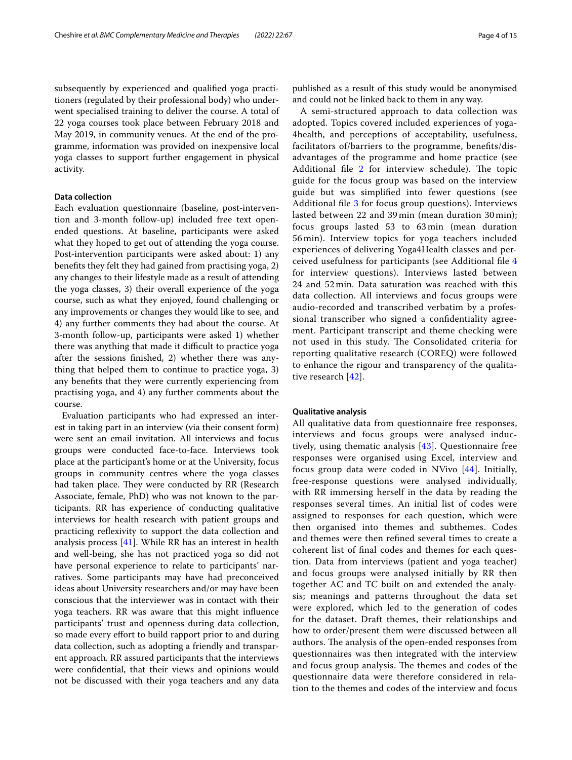subsequently by experienced and qualified yoga practitioners (regulated by their professional body) who underwent specialised training to deliver the course. A total of 22 yoga courses took place between February 2018 and May 2019, in community venues. At the end of the programme, information was provided on inexpensive local yoga classes to support further engagement in physical activity.

### Data collection

Each evaluation questionnaire (baseline, post-intervention and 3-month follow-up) included free text open-ended questions. At baseline, participants were asked what they hoped to get out of attending the yoga course. Post-intervention participants were asked about: 1) any benefits they felt they had gained from practising yoga, 2) any changes to their lifestyle made as a result of attending the yoga classes, 3) their overall experience of the yoga course, such as what they enjoyed, found challenging or any improvements or changes they would like to see, and 4) any further comments they had about the course. At 3-month follow-up, participants were asked 1) whether there was anything that made it difficult to practice yoga after the sessions finished, 2) whether there was anything that helped them to continue to practice yoga, 3) any benefits that they were currently experiencing from practising yoga, and 4) any further comments about the course.

Evaluation participants who had expressed an interest in taking part in an interview (via their consent form) were sent an email invitation. All interviews and focus groups were conducted face-to-face. Interviews took place at the participant's home or at the University, focus groups in community centres where the yoga classes had taken place. They were conducted by RR (Research Associate, female, PhD) who was not known to the participants. RR has experience of conducting qualitative interviews for health research with patient groups and practicing reflexivity to support the data collection and analysis process [41]. While RR has an interest in health and well-being, she has not practiced yoga so did not have personal experience to relate to participants' narratives. Some participants may have had preconceived ideas about University researchers and/or may have been conscious that the interviewer was in contact with their yoga teachers. RR was aware that this might influence participants' trust and openness during data collection, so made every effort to build rapport prior to and during data collection, such as adopting a friendly and transparent approach. RR assured participants that the interviews were confidential, that their views and opinions would not be discussed with their yoga teachers and any data published as a result of this study would be anonymised and could not be linked back to them in any way.

A semi-structured approach to data collection was adopted. Topics covered included experiences of yoga-4health, and perceptions of acceptability, usefulness, facilitators of/barriers to the programme, benefits/disadvantages of the programme and home practice (see Additional file 2 for interview schedule). The topic guide for the focus group was based on the interview guide but was simplified into fewer questions (see Additional file 3 for focus group questions). Interviews lasted between 22 and 39 min (mean duration 30 min); focus groups lasted 53 to 63 min (mean duration 56 min). Interview topics for yoga teachers included experiences of delivering Yoga4Health classes and perceived usefulness for participants (see Additional file 4 for interview questions). Interviews lasted between 24 and 52 min. Data saturation was reached with this data collection. All interviews and focus groups were audio-recorded and transcribed verbatim by a professional transcriber who signed a confidentiality agreement. Participant transcript and theme checking were not used in this study. The Consolidated criteria for reporting qualitative research (COREQ) were followed to enhance the rigour and transparency of the qualitative research [42].

### Qualitative analysis

All qualitative data from questionnaire free responses, interviews and focus groups were analysed inductively, using thematic analysis [43]. Questionnaire free responses were organised using Excel, interview and focus group data were coded in NVivo [44]. Initially, free-response questions were analysed individually, with RR immersing herself in the data by reading the responses several times. An initial list of codes were assigned to responses for each question, which were then organised into themes and subthemes. Codes and themes were then refined several times to create a coherent list of final codes and themes for each question. Data from interviews (patient and yoga teacher) and focus groups were analysed initially by RR then together AC and TC built on and extended the analysis; meanings and patterns throughout the data set were explored, which led to the generation of codes for the dataset. Draft themes, their relationships and how to order/present them were discussed between all authors. The analysis of the open-ended responses from questionnaires was then integrated with the interview and focus group analysis. The themes and codes of the questionnaire data were therefore considered in relation to the themes and codes of the interview and focus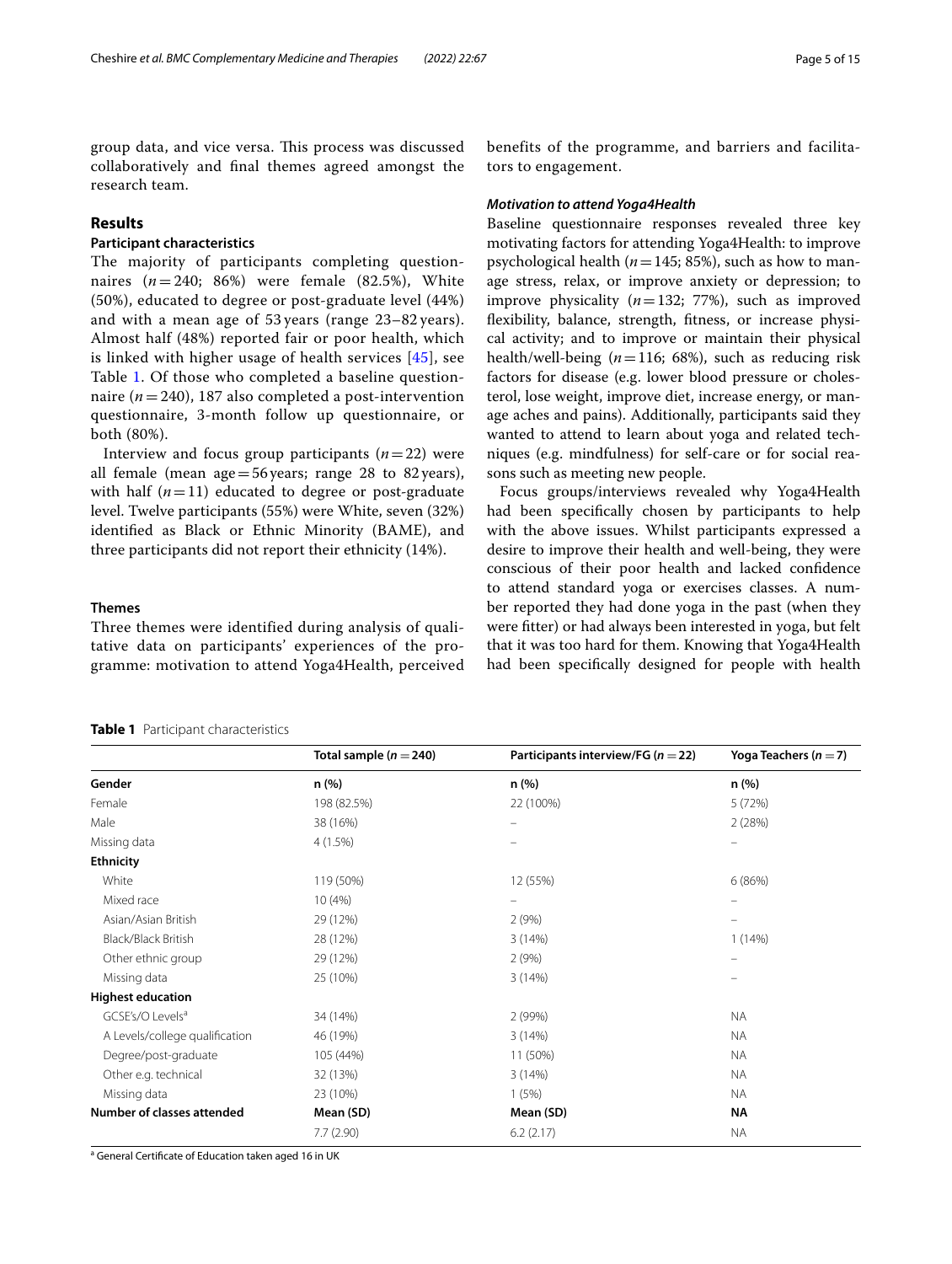group data, and vice versa. This process was discussed collaboratively and final themes agreed amongst the research team.

## Results

### Participant characteristics

The majority of participants completing questionnaires ($n = 240$; 86%) were female (82.5%), White (50%), educated to degree or post-graduate level (44%) and with a mean age of 53 years (range 23–82 years). Almost half (48%) reported fair or poor health, which is linked with higher usage of health services [45], see Table 1. Of those who completed a baseline questionnaire ($n = 240$), 187 also completed a post-intervention questionnaire, 3-month follow up questionnaire, or both (80%).

Interview and focus group participants ($n = 22$) were all female (mean age = 56 years; range 28 to 82 years), with half ($n = 11$) educated to degree or post-graduate level. Twelve participants (55%) were White, seven (32%) identified as Black or Ethnic Minority (BAME), and three participants did not report their ethnicity (14%).

### Themes

Three themes were identified during analysis of qualitative data on participants' experiences of the programme: motivation to attend Yoga4Health, perceived benefits of the programme, and barriers and facilitators to engagement.

#### *Motivation to attend Yoga4Health*

Baseline questionnaire responses revealed three key motivating factors for attending Yoga4Health: to improve psychological health ($n = 145$; 85%), such as how to manage stress, relax, or improve anxiety or depression; to improve physicality ($n = 132$; 77%), such as improved flexibility, balance, strength, fitness, or increase physical activity; and to improve or maintain their physical health/well-being ($n = 116$; 68%), such as reducing risk factors for disease (e.g. lower blood pressure or cholesterol, lose weight, improve diet, increase energy, or manage aches and pains). Additionally, participants said they wanted to attend to learn about yoga and related techniques (e.g. mindfulness) for self-care or for social reasons such as meeting new people.

Focus groups/interviews revealed why Yoga4Health had been specifically chosen by participants to help with the above issues. Whilst participants expressed a desire to improve their health and well-being, they were conscious of their poor health and lacked confidence to attend standard yoga or exercises classes. A number reported they had done yoga in the past (when they were fitter) or had always been interested in yoga, but felt that it was too hard for them. Knowing that Yoga4Health had been specifically designed for people with health

**Table 1** Participant characteristics

| | Total sample ($n = 240$) | Participants interview/FG ($n = 22$) | Yoga Teachers ($n = 7$) |
|---|---|---|---|
| **Gender** | **n (%)** | **n (%)** | **n (%)** |
| Female | 198 (82.5%) | 22 (100%) | 5 (72%) |
| Male | 38 (16%) | – | 2 (28%) |
| Missing data | 4 (1.5%) | – | – |
| **Ethnicity** | | | |
| White | 119 (50%) | 12 (55%) | 6 (86%) |
| Mixed race | 10 (4%) | – | – |
| Asian/Asian British | 29 (12%) | 2 (9%) | – |
| Black/Black British | 28 (12%) | 3 (14%) | 1 (14%) |
| Other ethnic group | 29 (12%) | 2 (9%) | – |
| Missing data | 25 (10%) | 3 (14%) | – |
| **Highest education** | | | |
| GCSE's/O Levels[a] | 34 (14%) | 2 (99%) | NA |
| A Levels/college qualification | 46 (19%) | 3 (14%) | NA |
| Degree/post-graduate | 105 (44%) | 11 (50%) | NA |
| Other e.g. technical | 32 (13%) | 3 (14%) | NA |
| Missing data | 23 (10%) | 1 (5%) | NA |
| **Number of classes attended** | **Mean (SD)** | **Mean (SD)** | **NA** |
| | 7.7 (2.90) | 6.2 (2.17) | NA |

[a] General Certificate of Education taken aged 16 in UK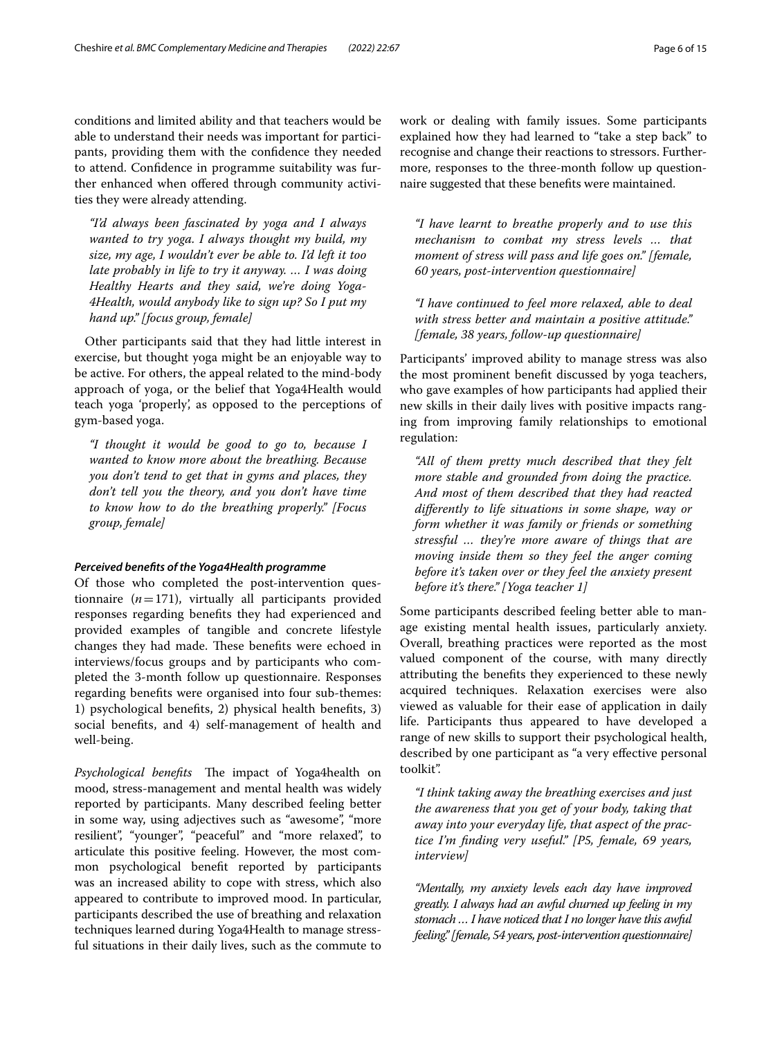conditions and limited ability and that teachers would be able to understand their needs was important for participants, providing them with the confidence they needed to attend. Confidence in programme suitability was further enhanced when offered through community activities they were already attending.

> *"I'd always been fascinated by yoga and I always wanted to try yoga. I always thought my build, my size, my age, I wouldn't ever be able to. I'd left it too late probably in life to try it anyway. … I was doing Healthy Hearts and they said, we're doing Yoga-4Health, would anybody like to sign up? So I put my hand up." [focus group, female]*

Other participants said that they had little interest in exercise, but thought yoga might be an enjoyable way to be active. For others, the appeal related to the mind-body approach of yoga, or the belief that Yoga4Health would teach yoga 'properly', as opposed to the perceptions of gym-based yoga.

> *"I thought it would be good to go to, because I wanted to know more about the breathing. Because you don't tend to get that in gyms and places, they don't tell you the theory, and you don't have time to know how to do the breathing properly." [Focus group, female]*

#### *Perceived benefits of the Yoga4Health programme*

Of those who completed the post-intervention questionnaire ($n = 171$), virtually all participants provided responses regarding benefits they had experienced and provided examples of tangible and concrete lifestyle changes they had made. These benefits were echoed in interviews/focus groups and by participants who completed the 3-month follow up questionnaire. Responses regarding benefits were organised into four sub-themes: 1) psychological benefits, 2) physical health benefits, 3) social benefits, and 4) self-management of health and well-being.

*Psychological benefits* The impact of Yoga4health on mood, stress-management and mental health was widely reported by participants. Many described feeling better in some way, using adjectives such as "awesome", "more resilient", "younger", "peaceful" and "more relaxed", to articulate this positive feeling. However, the most common psychological benefit reported by participants was an increased ability to cope with stress, which also appeared to contribute to improved mood. In particular, participants described the use of breathing and relaxation techniques learned during Yoga4Health to manage stressful situations in their daily lives, such as the commute to work or dealing with family issues. Some participants explained how they had learned to "take a step back" to recognise and change their reactions to stressors. Furthermore, responses to the three-month follow up questionnaire suggested that these benefits were maintained.

> *"I have learnt to breathe properly and to use this mechanism to combat my stress levels … that moment of stress will pass and life goes on." [female, 60 years, post-intervention questionnaire]*

> *"I have continued to feel more relaxed, able to deal with stress better and maintain a positive attitude." [female, 38 years, follow-up questionnaire]*

Participants' improved ability to manage stress was also the most prominent benefit discussed by yoga teachers, who gave examples of how participants had applied their new skills in their daily lives with positive impacts ranging from improving family relationships to emotional regulation:

> *"All of them pretty much described that they felt more stable and grounded from doing the practice. And most of them described that they had reacted differently to life situations in some shape, way or form whether it was family or friends or something stressful … they're more aware of things that are moving inside them so they feel the anger coming before it's taken over or they feel the anxiety present before it's there." [Yoga teacher 1]*

Some participants described feeling better able to manage existing mental health issues, particularly anxiety. Overall, breathing practices were reported as the most valued component of the course, with many directly attributing the benefits they experienced to these newly acquired techniques. Relaxation exercises were also viewed as valuable for their ease of application in daily life. Participants thus appeared to have developed a range of new skills to support their psychological health, described by one participant as "a very effective personal toolkit".

> *"I think taking away the breathing exercises and just the awareness that you get of your body, taking that away into your everyday life, that aspect of the practice I'm finding very useful." [P5, female, 69 years, interview]*

> *"Mentally, my anxiety levels each day have improved greatly. I always had an awful churned up feeling in my stomach … I have noticed that I no longer have this awful feeling." [female, 54 years, post-intervention questionnaire]*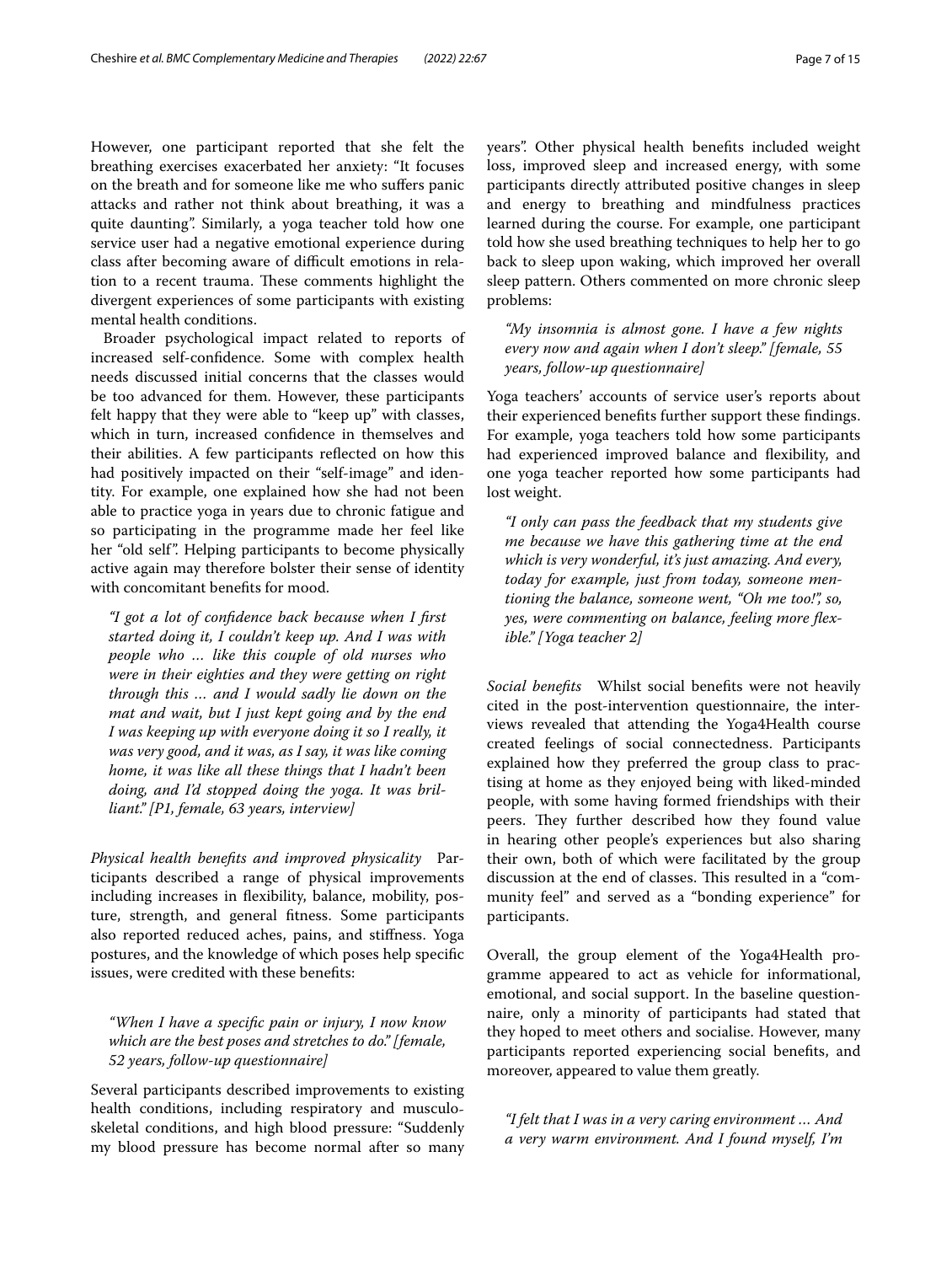However, one participant reported that she felt the breathing exercises exacerbated her anxiety: "It focuses on the breath and for someone like me who suffers panic attacks and rather not think about breathing, it was a quite daunting". Similarly, a yoga teacher told how one service user had a negative emotional experience during class after becoming aware of difficult emotions in relation to a recent trauma. These comments highlight the divergent experiences of some participants with existing mental health conditions.

Broader psychological impact related to reports of increased self-confidence. Some with complex health needs discussed initial concerns that the classes would be too advanced for them. However, these participants felt happy that they were able to "keep up" with classes, which in turn, increased confidence in themselves and their abilities. A few participants reflected on how this had positively impacted on their "self-image" and identity. For example, one explained how she had not been able to practice yoga in years due to chronic fatigue and so participating in the programme made her feel like her "old self". Helping participants to become physically active again may therefore bolster their sense of identity with concomitant benefits for mood.

> *"I got a lot of confidence back because when I first started doing it, I couldn't keep up. And I was with people who … like this couple of old nurses who were in their eighties and they were getting on right through this … and I would sadly lie down on the mat and wait, but I just kept going and by the end I was keeping up with everyone doing it so I really, it was very good, and it was, as I say, it was like coming home, it was like all these things that I hadn't been doing, and I'd stopped doing the yoga. It was brilliant." [P1, female, 63 years, interview]*

*Physical health benefits and improved physicality* Participants described a range of physical improvements including increases in flexibility, balance, mobility, posture, strength, and general fitness. Some participants also reported reduced aches, pains, and stiffness. Yoga postures, and the knowledge of which poses help specific issues, were credited with these benefits:

> *"When I have a specific pain or injury, I now know which are the best poses and stretches to do." [female, 52 years, follow-up questionnaire]*

Several participants described improvements to existing health conditions, including respiratory and musculoskeletal conditions, and high blood pressure: "Suddenly my blood pressure has become normal after so many years". Other physical health benefits included weight loss, improved sleep and increased energy, with some participants directly attributed positive changes in sleep and energy to breathing and mindfulness practices learned during the course. For example, one participant told how she used breathing techniques to help her to go back to sleep upon waking, which improved her overall sleep pattern. Others commented on more chronic sleep problems:

> *"My insomnia is almost gone. I have a few nights every now and again when I don't sleep." [female, 55 years, follow-up questionnaire]*

Yoga teachers' accounts of service user's reports about their experienced benefits further support these findings. For example, yoga teachers told how some participants had experienced improved balance and flexibility, and one yoga teacher reported how some participants had lost weight.

> *"I only can pass the feedback that my students give me because we have this gathering time at the end which is very wonderful, it's just amazing. And every, today for example, just from today, someone mentioning the balance, someone went, "Oh me too!", so, yes, were commenting on balance, feeling more flexible." [Yoga teacher 2]*

*Social benefits* Whilst social benefits were not heavily cited in the post-intervention questionnaire, the interviews revealed that attending the Yoga4Health course created feelings of social connectedness. Participants explained how they preferred the group class to practising at home as they enjoyed being with liked-minded people, with some having formed friendships with their peers. They further described how they found value in hearing other people's experiences but also sharing their own, both of which were facilitated by the group discussion at the end of classes. This resulted in a "community feel" and served as a "bonding experience" for participants.

Overall, the group element of the Yoga4Health programme appeared to act as vehicle for informational, emotional, and social support. In the baseline questionnaire, only a minority of participants had stated that they hoped to meet others and socialise. However, many participants reported experiencing social benefits, and moreover, appeared to value them greatly.

> *"I felt that I was in a very caring environment … And a very warm environment. And I found myself, I'm*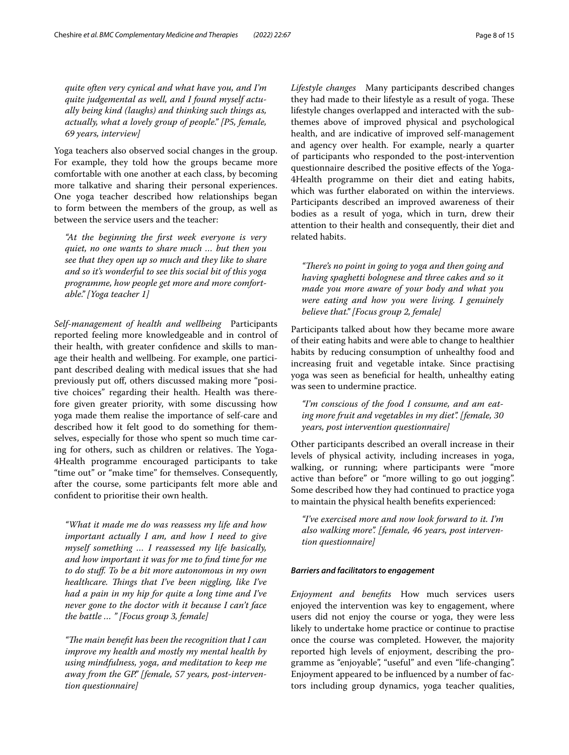*quite often very cynical and what have you, and I'm quite judgemental as well, and I found myself actually being kind (laughs) and thinking such things as, actually, what a lovely group of people." [P5, female, 69 years, interview]*

Yoga teachers also observed social changes in the group. For example, they told how the groups became more comfortable with one another at each class, by becoming more talkative and sharing their personal experiences. One yoga teacher described how relationships began to form between the members of the group, as well as between the service users and the teacher:

> *"At the beginning the first week everyone is very quiet, no one wants to share much … but then you see that they open up so much and they like to share and so it's wonderful to see this social bit of this yoga programme, how people get more and more comfortable." [Yoga teacher 1]*

*Self-management of health and wellbeing* Participants reported feeling more knowledgeable and in control of their health, with greater confidence and skills to manage their health and wellbeing. For example, one participant described dealing with medical issues that she had previously put off, others discussed making more "positive choices" regarding their health. Health was therefore given greater priority, with some discussing how yoga made them realise the importance of self-care and described how it felt good to do something for themselves, especially for those who spent so much time caring for others, such as children or relatives. The Yoga-4Health programme encouraged participants to take "time out" or "make time" for themselves. Consequently, after the course, some participants felt more able and confident to prioritise their own health.

> *"What it made me do was reassess my life and how important actually I am, and how I need to give myself something … I reassessed my life basically, and how important it was for me to find time for me to do stuff. To be a bit more autonomous in my own healthcare. Things that I've been niggling, like I've had a pain in my hip for quite a long time and I've never gone to the doctor with it because I can't face the battle … " [Focus group 3, female]*

> *"The main benefit has been the recognition that I can improve my health and mostly my mental health by using mindfulness, yoga, and meditation to keep me away from the GP." [female, 57 years, post-intervention questionnaire]*

*Lifestyle changes* Many participants described changes they had made to their lifestyle as a result of yoga. These lifestyle changes overlapped and interacted with the subthemes above of improved physical and psychological health, and are indicative of improved self-management and agency over health. For example, nearly a quarter of participants who responded to the post-intervention questionnaire described the positive effects of the Yoga-4Health programme on their diet and eating habits, which was further elaborated on within the interviews. Participants described an improved awareness of their bodies as a result of yoga, which in turn, drew their attention to their health and consequently, their diet and related habits.

> *"There's no point in going to yoga and then going and having spaghetti bolognese and three cakes and so it made you more aware of your body and what you were eating and how you were living. I genuinely believe that." [Focus group 2, female]*

Participants talked about how they became more aware of their eating habits and were able to change to healthier habits by reducing consumption of unhealthy food and increasing fruit and vegetable intake. Since practising yoga was seen as beneficial for health, unhealthy eating was seen to undermine practice.

> *"I'm conscious of the food I consume, and am eating more fruit and vegetables in my diet". [female, 30 years, post intervention questionnaire]*

Other participants described an overall increase in their levels of physical activity, including increases in yoga, walking, or running; where participants were "more active than before" or "more willing to go out jogging". Some described how they had continued to practice yoga to maintain the physical health benefits experienced:

> *"I've exercised more and now look forward to it. I'm also walking more". [female, 46 years, post intervention questionnaire]*

#### *Barriers and facilitators to engagement*

*Enjoyment and benefits* How much services users enjoyed the intervention was key to engagement, where users did not enjoy the course or yoga, they were less likely to undertake home practice or continue to practise once the course was completed. However, the majority reported high levels of enjoyment, describing the programme as "enjoyable", "useful" and even "life-changing". Enjoyment appeared to be influenced by a number of factors including group dynamics, yoga teacher qualities,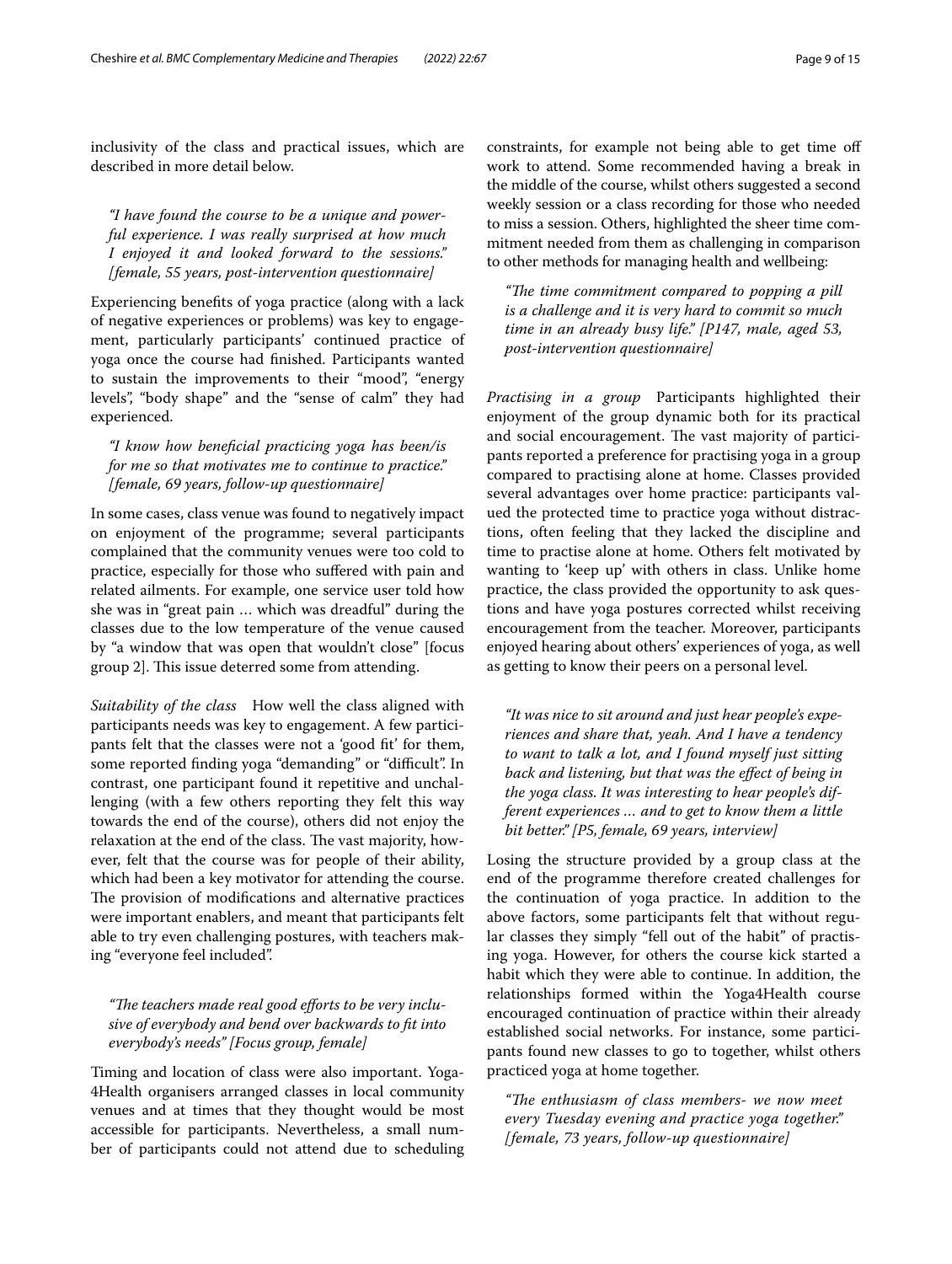inclusivity of the class and practical issues, which are described in more detail below.

> *"I have found the course to be a unique and powerful experience. I was really surprised at how much I enjoyed it and looked forward to the sessions." [female, 55 years, post-intervention questionnaire]*

Experiencing benefits of yoga practice (along with a lack of negative experiences or problems) was key to engagement, particularly participants' continued practice of yoga once the course had finished. Participants wanted to sustain the improvements to their "mood", "energy levels", "body shape" and the "sense of calm" they had experienced.

> *"I know how beneficial practicing yoga has been/is for me so that motivates me to continue to practice." [female, 69 years, follow-up questionnaire]*

In some cases, class venue was found to negatively impact on enjoyment of the programme; several participants complained that the community venues were too cold to practice, especially for those who suffered with pain and related ailments. For example, one service user told how she was in "great pain … which was dreadful" during the classes due to the low temperature of the venue caused by "a window that was open that wouldn't close" [focus group 2]. This issue deterred some from attending.

*Suitability of the class* How well the class aligned with participants needs was key to engagement. A few participants felt that the classes were not a 'good fit' for them, some reported finding yoga "demanding" or "difficult". In contrast, one participant found it repetitive and unchallenging (with a few others reporting they felt this way towards the end of the course), others did not enjoy the relaxation at the end of the class. The vast majority, however, felt that the course was for people of their ability, which had been a key motivator for attending the course. The provision of modifications and alternative practices were important enablers, and meant that participants felt able to try even challenging postures, with teachers making "everyone feel included".

> *"The teachers made real good efforts to be very inclusive of everybody and bend over backwards to fit into everybody's needs" [Focus group, female]*

Timing and location of class were also important. Yoga4Health organisers arranged classes in local community venues and at times that they thought would be most accessible for participants. Nevertheless, a small number of participants could not attend due to scheduling constraints, for example not being able to get time off work to attend. Some recommended having a break in the middle of the course, whilst others suggested a second weekly session or a class recording for those who needed to miss a session. Others, highlighted the sheer time commitment needed from them as challenging in comparison to other methods for managing health and wellbeing:

> *"The time commitment compared to popping a pill is a challenge and it is very hard to commit so much time in an already busy life." [P147, male, aged 53, post-intervention questionnaire]*

*Practising in a group* Participants highlighted their enjoyment of the group dynamic both for its practical and social encouragement. The vast majority of participants reported a preference for practising yoga in a group compared to practising alone at home. Classes provided several advantages over home practice: participants valued the protected time to practice yoga without distractions, often feeling that they lacked the discipline and time to practise alone at home. Others felt motivated by wanting to 'keep up' with others in class. Unlike home practice, the class provided the opportunity to ask questions and have yoga postures corrected whilst receiving encouragement from the teacher. Moreover, participants enjoyed hearing about others' experiences of yoga, as well as getting to know their peers on a personal level.

> *"It was nice to sit around and just hear people's experiences and share that, yeah. And I have a tendency to want to talk a lot, and I found myself just sitting back and listening, but that was the effect of being in the yoga class. It was interesting to hear people's different experiences … and to get to know them a little bit better." [P5, female, 69 years, interview]*

Losing the structure provided by a group class at the end of the programme therefore created challenges for the continuation of yoga practice. In addition to the above factors, some participants felt that without regular classes they simply "fell out of the habit" of practising yoga. However, for others the course kick started a habit which they were able to continue. In addition, the relationships formed within the Yoga4Health course encouraged continuation of practice within their already established social networks. For instance, some participants found new classes to go to together, whilst others practiced yoga at home together.

> *"The enthusiasm of class members- we now meet every Tuesday evening and practice yoga together." [female, 73 years, follow-up questionnaire]*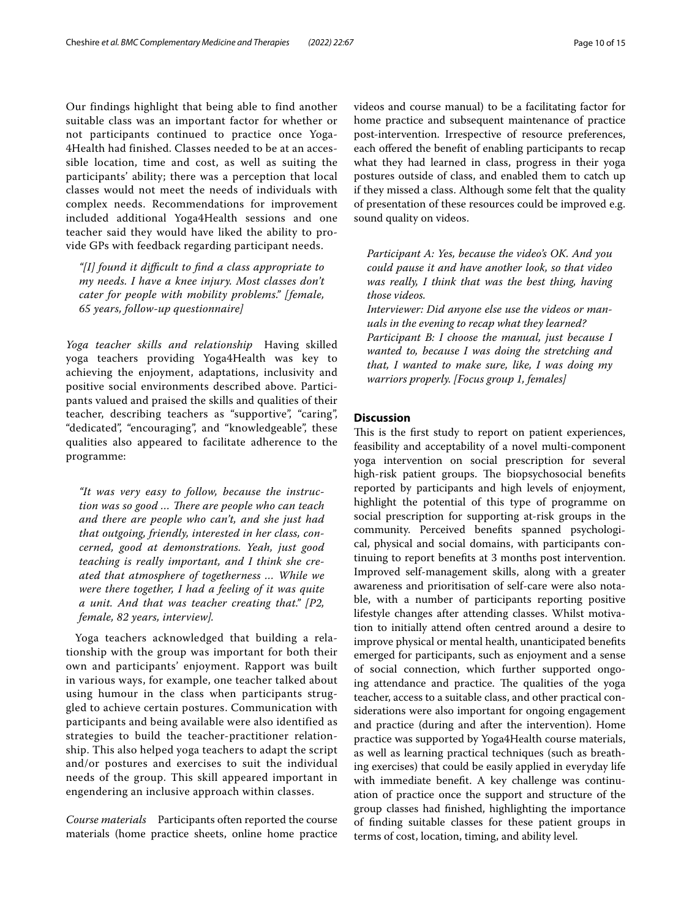Our findings highlight that being able to find another suitable class was an important factor for whether or not participants continued to practice once Yoga4Health had finished. Classes needed to be at an accessible location, time and cost, as well as suiting the participants' ability; there was a perception that local classes would not meet the needs of individuals with complex needs. Recommendations for improvement included additional Yoga4Health sessions and one teacher said they would have liked the ability to provide GPs with feedback regarding participant needs.

> *"[I] found it difficult to find a class appropriate to my needs. I have a knee injury. Most classes don't cater for people with mobility problems." [female, 65 years, follow-up questionnaire]*

*Yoga teacher skills and relationship* Having skilled yoga teachers providing Yoga4Health was key to achieving the enjoyment, adaptations, inclusivity and positive social environments described above. Participants valued and praised the skills and qualities of their teacher, describing teachers as "supportive", "caring", "dedicated", "encouraging", and "knowledgeable", these qualities also appeared to facilitate adherence to the programme:

> *"It was very easy to follow, because the instruction was so good … There are people who can teach and there are people who can't, and she just had that outgoing, friendly, interested in her class, concerned, good at demonstrations. Yeah, just good teaching is really important, and I think she created that atmosphere of togetherness … While we were there together, I had a feeling of it was quite a unit. And that was teacher creating that." [P2, female, 82 years, interview].*

Yoga teachers acknowledged that building a relationship with the group was important for both their own and participants' enjoyment. Rapport was built in various ways, for example, one teacher talked about using humour in the class when participants struggled to achieve certain postures. Communication with participants and being available were also identified as strategies to build the teacher-practitioner relationship. This also helped yoga teachers to adapt the script and/or postures and exercises to suit the individual needs of the group. This skill appeared important in engendering an inclusive approach within classes.

*Course materials* Participants often reported the course materials (home practice sheets, online home practice videos and course manual) to be a facilitating factor for home practice and subsequent maintenance of practice post-intervention. Irrespective of resource preferences, each offered the benefit of enabling participants to recap what they had learned in class, progress in their yoga postures outside of class, and enabled them to catch up if they missed a class. Although some felt that the quality of presentation of these resources could be improved e.g. sound quality on videos.

> *Participant A: Yes, because the video's OK. And you could pause it and have another look, so that video was really, I think that was the best thing, having those videos.*
> *Interviewer: Did anyone else use the videos or manuals in the evening to recap what they learned?*
> *Participant B: I choose the manual, just because I wanted to, because I was doing the stretching and that, I wanted to make sure, like, I was doing my warriors properly. [Focus group 1, females]*

## Discussion

This is the first study to report on patient experiences, feasibility and acceptability of a novel multi-component yoga intervention on social prescription for several high-risk patient groups. The biopsychosocial benefits reported by participants and high levels of enjoyment, highlight the potential of this type of programme on social prescription for supporting at-risk groups in the community. Perceived benefits spanned psychological, physical and social domains, with participants continuing to report benefits at 3 months post intervention. Improved self-management skills, along with a greater awareness and prioritisation of self-care were also notable, with a number of participants reporting positive lifestyle changes after attending classes. Whilst motivation to initially attend often centred around a desire to improve physical or mental health, unanticipated benefits emerged for participants, such as enjoyment and a sense of social connection, which further supported ongoing attendance and practice. The qualities of the yoga teacher, access to a suitable class, and other practical considerations were also important for ongoing engagement and practice (during and after the intervention). Home practice was supported by Yoga4Health course materials, as well as learning practical techniques (such as breathing exercises) that could be easily applied in everyday life with immediate benefit. A key challenge was continuation of practice once the support and structure of the group classes had finished, highlighting the importance of finding suitable classes for these patient groups in terms of cost, location, timing, and ability level.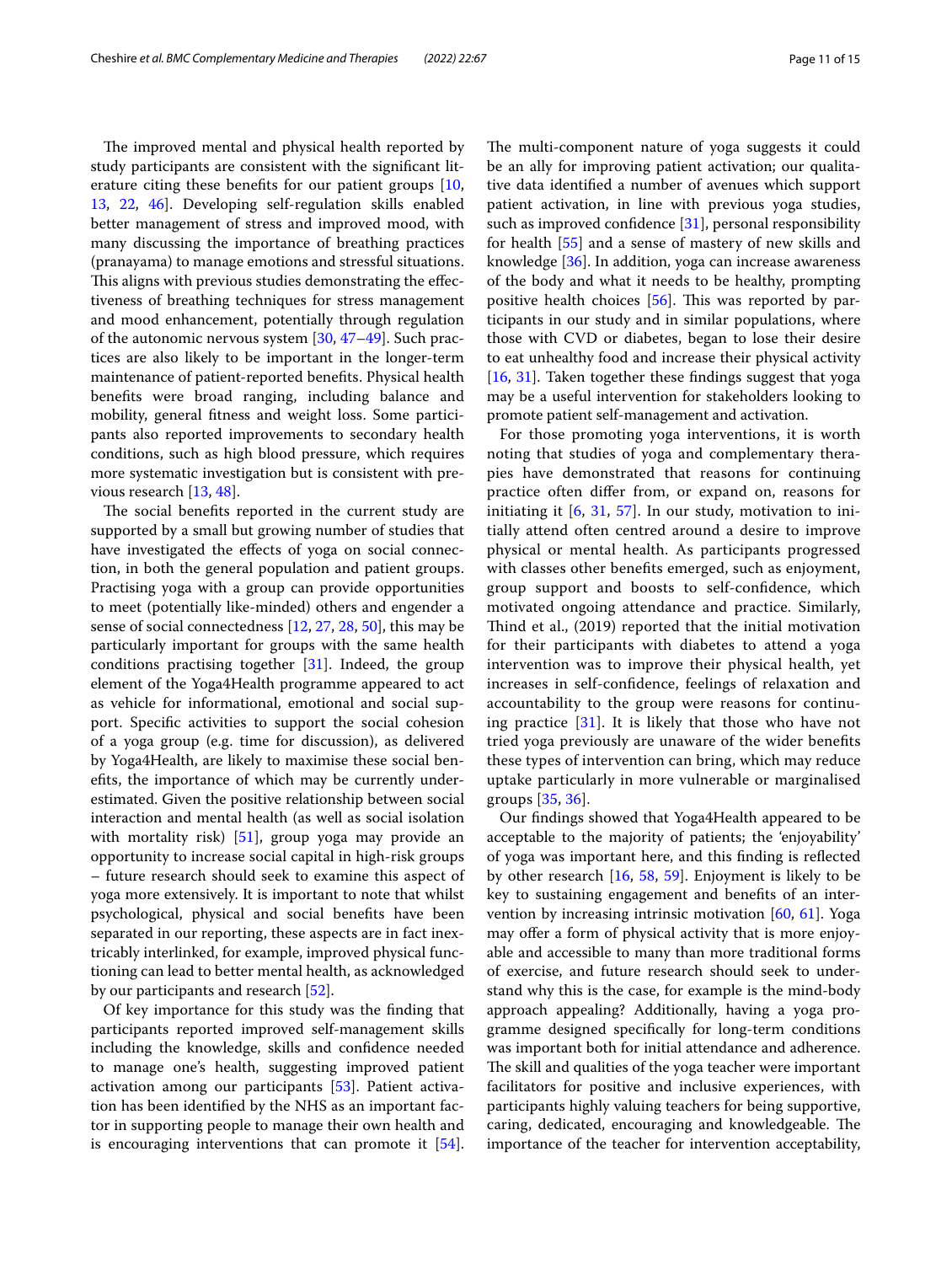The improved mental and physical health reported by study participants are consistent with the significant literature citing these benefits for our patient groups [10, 13, 22, 46]. Developing self-regulation skills enabled better management of stress and improved mood, with many discussing the importance of breathing practices (pranayama) to manage emotions and stressful situations. This aligns with previous studies demonstrating the effectiveness of breathing techniques for stress management and mood enhancement, potentially through regulation of the autonomic nervous system [30, 47–49]. Such practices are also likely to be important in the longer-term maintenance of patient-reported benefits. Physical health benefits were broad ranging, including balance and mobility, general fitness and weight loss. Some participants also reported improvements to secondary health conditions, such as high blood pressure, which requires more systematic investigation but is consistent with previous research [13, 48].

The social benefits reported in the current study are supported by a small but growing number of studies that have investigated the effects of yoga on social connection, in both the general population and patient groups. Practising yoga with a group can provide opportunities to meet (potentially like-minded) others and engender a sense of social connectedness [12, 27, 28, 50], this may be particularly important for groups with the same health conditions practising together [31]. Indeed, the group element of the Yoga4Health programme appeared to act as vehicle for informational, emotional and social support. Specific activities to support the social cohesion of a yoga group (e.g. time for discussion), as delivered by Yoga4Health, are likely to maximise these social benefits, the importance of which may be currently underestimated. Given the positive relationship between social interaction and mental health (as well as social isolation with mortality risk) [51], group yoga may provide an opportunity to increase social capital in high-risk groups – future research should seek to examine this aspect of yoga more extensively. It is important to note that whilst psychological, physical and social benefits have been separated in our reporting, these aspects are in fact inextricably interlinked, for example, improved physical functioning can lead to better mental health, as acknowledged by our participants and research [52].

Of key importance for this study was the finding that participants reported improved self-management skills including the knowledge, skills and confidence needed to manage one's health, suggesting improved patient activation among our participants [53]. Patient activation has been identified by the NHS as an important factor in supporting people to manage their own health and is encouraging interventions that can promote it [54]. The multi-component nature of yoga suggests it could be an ally for improving patient activation; our qualitative data identified a number of avenues which support patient activation, in line with previous yoga studies, such as improved confidence [31], personal responsibility for health [55] and a sense of mastery of new skills and knowledge [36]. In addition, yoga can increase awareness of the body and what it needs to be healthy, prompting positive health choices [56]. This was reported by participants in our study and in similar populations, where those with CVD or diabetes, began to lose their desire to eat unhealthy food and increase their physical activity [16, 31]. Taken together these findings suggest that yoga may be a useful intervention for stakeholders looking to promote patient self-management and activation.

For those promoting yoga interventions, it is worth noting that studies of yoga and complementary therapies have demonstrated that reasons for continuing practice often differ from, or expand on, reasons for initiating it [6, 31, 57]. In our study, motivation to initially attend often centred around a desire to improve physical or mental health. As participants progressed with classes other benefits emerged, such as enjoyment, group support and boosts to self-confidence, which motivated ongoing attendance and practice. Similarly, Thind et al., (2019) reported that the initial motivation for their participants with diabetes to attend a yoga intervention was to improve their physical health, yet increases in self-confidence, feelings of relaxation and accountability to the group were reasons for continuing practice [31]. It is likely that those who have not tried yoga previously are unaware of the wider benefits these types of intervention can bring, which may reduce uptake particularly in more vulnerable or marginalised groups [35, 36].

Our findings showed that Yoga4Health appeared to be acceptable to the majority of patients; the 'enjoyability' of yoga was important here, and this finding is reflected by other research [16, 58, 59]. Enjoyment is likely to be key to sustaining engagement and benefits of an intervention by increasing intrinsic motivation [60, 61]. Yoga may offer a form of physical activity that is more enjoyable and accessible to many than more traditional forms of exercise, and future research should seek to understand why this is the case, for example is the mind-body approach appealing? Additionally, having a yoga programme designed specifically for long-term conditions was important both for initial attendance and adherence. The skill and qualities of the yoga teacher were important facilitators for positive and inclusive experiences, with participants highly valuing teachers for being supportive, caring, dedicated, encouraging and knowledgeable. The importance of the teacher for intervention acceptability,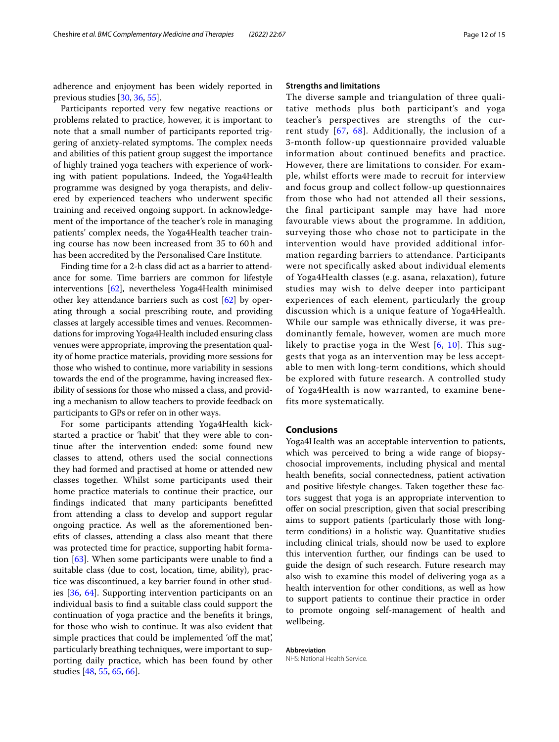adherence and enjoyment has been widely reported in previous studies [30, 36, 55].

Participants reported very few negative reactions or problems related to practice, however, it is important to note that a small number of participants reported triggering of anxiety-related symptoms. The complex needs and abilities of this patient group suggest the importance of highly trained yoga teachers with experience of working with patient populations. Indeed, the Yoga4Health programme was designed by yoga therapists, and delivered by experienced teachers who underwent specific training and received ongoing support. In acknowledgement of the importance of the teacher's role in managing patients' complex needs, the Yoga4Health teacher training course has now been increased from 35 to 60 h and has been accredited by the Personalised Care Institute.

Finding time for a 2-h class did act as a barrier to attendance for some. Time barriers are common for lifestyle interventions [62], nevertheless Yoga4Health minimised other key attendance barriers such as cost [62] by operating through a social prescribing route, and providing classes at largely accessible times and venues. Recommendations for improving Yoga4Health included ensuring class venues were appropriate, improving the presentation quality of home practice materials, providing more sessions for those who wished to continue, more variability in sessions towards the end of the programme, having increased flexibility of sessions for those who missed a class, and providing a mechanism to allow teachers to provide feedback on participants to GPs or refer on in other ways.

For some participants attending Yoga4Health kick-started a practice or 'habit' that they were able to continue after the intervention ended: some found new classes to attend, others used the social connections they had formed and practised at home or attended new classes together. Whilst some participants used their home practice materials to continue their practice, our findings indicated that many participants benefitted from attending a class to develop and support regular ongoing practice. As well as the aforementioned benefits of classes, attending a class also meant that there was protected time for practice, supporting habit formation [63]. When some participants were unable to find a suitable class (due to cost, location, time, ability), practice was discontinued, a key barrier found in other studies [36, 64]. Supporting intervention participants on an individual basis to find a suitable class could support the continuation of yoga practice and the benefits it brings, for those who wish to continue. It was also evident that simple practices that could be implemented 'off the mat', particularly breathing techniques, were important to supporting daily practice, which has been found by other studies [48, 55, 65, 66].

### Strengths and limitations

The diverse sample and triangulation of three qualitative methods plus both participant's and yoga teacher's perspectives are strengths of the current study [67, 68]. Additionally, the inclusion of a 3-month follow-up questionnaire provided valuable information about continued benefits and practice. However, there are limitations to consider. For example, whilst efforts were made to recruit for interview and focus group and collect follow-up questionnaires from those who had not attended all their sessions, the final participant sample may have had more favourable views about the programme. In addition, surveying those who chose not to participate in the intervention would have provided additional information regarding barriers to attendance. Participants were not specifically asked about individual elements of Yoga4Health classes (e.g. asana, relaxation), future studies may wish to delve deeper into participant experiences of each element, particularly the group discussion which is a unique feature of Yoga4Health. While our sample was ethnically diverse, it was predominantly female, however, women are much more likely to practise yoga in the West [6, 10]. This suggests that yoga as an intervention may be less acceptable to men with long-term conditions, which should be explored with future research. A controlled study of Yoga4Health is now warranted, to examine benefits more systematically.

## Conclusions

Yoga4Health was an acceptable intervention to patients, which was perceived to bring a wide range of biopsychosocial improvements, including physical and mental health benefits, social connectedness, patient activation and positive lifestyle changes. Taken together these factors suggest that yoga is an appropriate intervention to offer on social prescription, given that social prescribing aims to support patients (particularly those with long-term conditions) in a holistic way. Quantitative studies including clinical trials, should now be used to explore this intervention further, our findings can be used to guide the design of such research. Future research may also wish to examine this model of delivering yoga as a health intervention for other conditions, as well as how to support patients to continue their practice in order to promote ongoing self-management of health and wellbeing.

**Abbreviation**

NHS: National Health Service.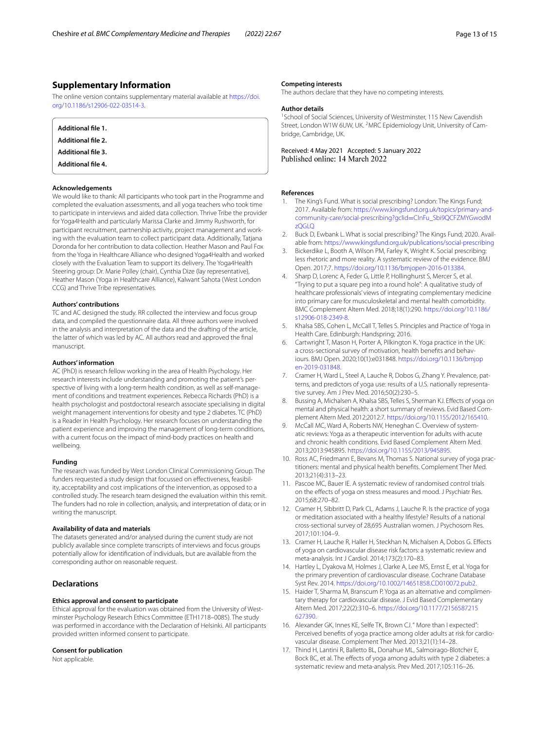## Supplementary Information

The online version contains supplementary material available at https://doi.org/10.1186/s12906-022-03514-3.

**Additional file 1.**

**Additional file 2.**

**Additional file 3.**

**Additional file 4.**

### Acknowledgements

We would like to thank: All participants who took part in the Programme and completed the evaluation assessments, and all yoga teachers who took time to participate in interviews and aided data collection. Thrive Tribe the provider for Yoga4Health and particularly Marissa Clarke and Jimmy Rushworth, for participant recruitment, partnership activity, project management and working with the evaluation team to collect participant data. Additionally, Tatjana Doronda for her contribution to data collection. Heather Mason and Paul Fox from the Yoga in Healthcare Alliance who designed Yoga4Health and worked closely with the Evaluation Team to support its delivery. The Yoga4Health Steering group: Dr. Marie Polley (chair), Cynthia Dize (lay representative), Heather Mason (Yoga in Healthcare Alliance), Kalwant Sahota (West London CCG) and Thrive Tribe representatives.

### Authors' contributions

TC and AC designed the study. RR collected the interview and focus group data, and compiled the questionnaire data. All three authors were involved in the analysis and interpretation of the data and the drafting of the article, the latter of which was led by AC. All authors read and approved the final manuscript.

### Authors' information

AC (PhD) is research fellow working in the area of Health Psychology. Her research interests include understanding and promoting the patient's perspective of living with a long-term health condition, as well as self-management of conditions and treatment experiences. Rebecca Richards (PhD) is a health psychologist and postdoctoral research associate specialising in digital weight management interventions for obesity and type 2 diabetes. TC (PhD) is a Reader in Health Psychology. Her research focuses on understanding the patient experience and improving the management of long-term conditions, with a current focus on the impact of mind-body practices on health and wellbeing.

### Funding

The research was funded by West London Clinical Commissioning Group. The funders requested a study design that focussed on effectiveness, feasibility, acceptability and cost implications of the intervention, as opposed to a controlled study. The research team designed the evaluation within this remit. The funders had no role in collection, analysis, and interpretation of data; or in writing the manuscript.

### Availability of data and materials

The datasets generated and/or analysed during the current study are not publicly available since complete transcripts of interviews and focus groups potentially allow for identification of individuals, but are available from the corresponding author on reasonable request.

## Declarations

### Ethics approval and consent to participate

Ethical approval for the evaluation was obtained from the University of Westminster Psychology Research Ethics Committee (ETH1718–0085). The study was performed in accordance with the Declaration of Helsinki. All participants provided written informed consent to participate.

### Consent for publication

Not applicable.

### Competing interests

The authors declare that they have no competing interests.

### Author details

[1]School of Social Sciences, University of Westminster, 115 New Cavendish Street, London W1W 6UW, UK. [2]MRC Epidemiology Unit, University of Cambridge, Cambridge, UK.

Received: 4 May 2021 Accepted: 5 January 2022
Published online: 14 March 2022

### References

1. The King's Fund. What is social prescribing? London: The Kings Fund; 2017. Available from: https://www.kingsfund.org.uk/topics/primary-and-community-care/social-prescribing?gclid=CInFu_Sbi9QCFZMYGwodMzQGLQ
2. Buck D, Ewbank L. What is social prescribing? The Kings Fund; 2020. Available from: https://www.kingsfund.org.uk/publications/social-prescribing
3. Bickerdike L, Booth A, Wilson PM, Farley K, Wright K. Social prescribing: less rhetoric and more reality. A systematic review of the evidence. BMJ Open. 2017;7. https://doi.org/10.1136/bmjopen-2016-013384.
4. Sharp D, Lorenc A, Feder G, Little P, Hollinghurst S, Mercer S, et al. "Trying to put a square peg into a round hole": A qualitative study of healthcare professionals' views of integrating complementary medicine into primary care for musculoskeletal and mental health comorbidity. BMC Complement Altern Med. 2018;18(1):290. https://doi.org/10.1186/s12906-018-2349-8.
5. Khalsa SBS, Cohen L, McCall T, Telles S. Principles and Practice of Yoga in Health Care. Edinburgh: Handspring; 2016.
6. Cartwright T, Mason H, Porter A, Pilkington K. Yoga practice in the UK: a cross-sectional survey of motivation, health benefits and behaviours. BMJ Open. 2020;10(1):e031848. https://doi.org/10.1136/bmjopen-2019-031848.
7. Cramer H, Ward L, Steel A, Lauche R, Dobos G, Zhang Y. Prevalence, patterns, and predictors of yoga use: results of a U.S. nationally representative survey. Am J Prev Med. 2016;50(2):230–5.
8. Bussing A, Michalsen A, Khalsa SBS, Telles S, Sherman KJ. Effects of yoga on mental and physical health: a short summary of reviews. Evid Based Complement Altern Med. 2012;2012:7. https://doi.org/10.1155/2012/165410.
9. McCall MC, Ward A, Roberts NW, Heneghan C. Overview of systematic reviews: Yoga as a therapeutic intervention for adults with acute and chronic health conditions. Evid Based Complement Altern Med. 2013;2013:945895. https://doi.org/10.1155/2013/945895.
10. Ross AC, Friedmann E, Bevans M, Thomas S. National survey of yoga practitioners: mental and physical health benefits. Complement Ther Med. 2013;21(4):313–23.
11. Pascoe MC, Bauer IE. A systematic review of randomised control trials on the effects of yoga on stress measures and mood. J Psychiatr Res. 2015;68:270–82.
12. Cramer H, Sibbritt D, Park CL, Adams J, Lauche R. Is the practice of yoga or meditation associated with a healthy lifestyle? Results of a national cross-sectional survey of 28,695 Australian women. J Psychosom Res. 2017;101:104–9.
13. Cramer H, Lauche R, Haller H, Steckhan N, Michalsen A, Dobos G. Effects of yoga on cardiovascular disease risk factors: a systematic review and meta-analysis. Int J Cardiol. 2014;173(2):170–83.
14. Hartley L, Dyakova M, Holmes J, Clarke A, Lee MS, Ernst E, et al. Yoga for the primary prevention of cardiovascular disease. Cochrane Database Syst Rev. 2014. https://doi.org/10.1002/14651858.CD010072.pub2.
15. Haider T, Sharma M, Branscum P. Yoga as an alternative and complimentary therapy for cardiovascular disease. J Evid Based Complementary Altern Med. 2017;22(2):310–6. https://doi.org/10.1177/2156587215627390.
16. Alexander GK, Innes KE, Selfe TK, Brown CJ. " More than I expected": Perceived benefits of yoga practice among older adults at risk for cardiovascular disease. Complement Ther Med. 2013;21(1):14–28.
17. Thind H, Lantini R, Balletto BL, Donahue ML, Salmoirago-Blotcher E, Bock BC, et al. The effects of yoga among adults with type 2 diabetes: a systematic review and meta-analysis. Prev Med. 2017;105:116–26.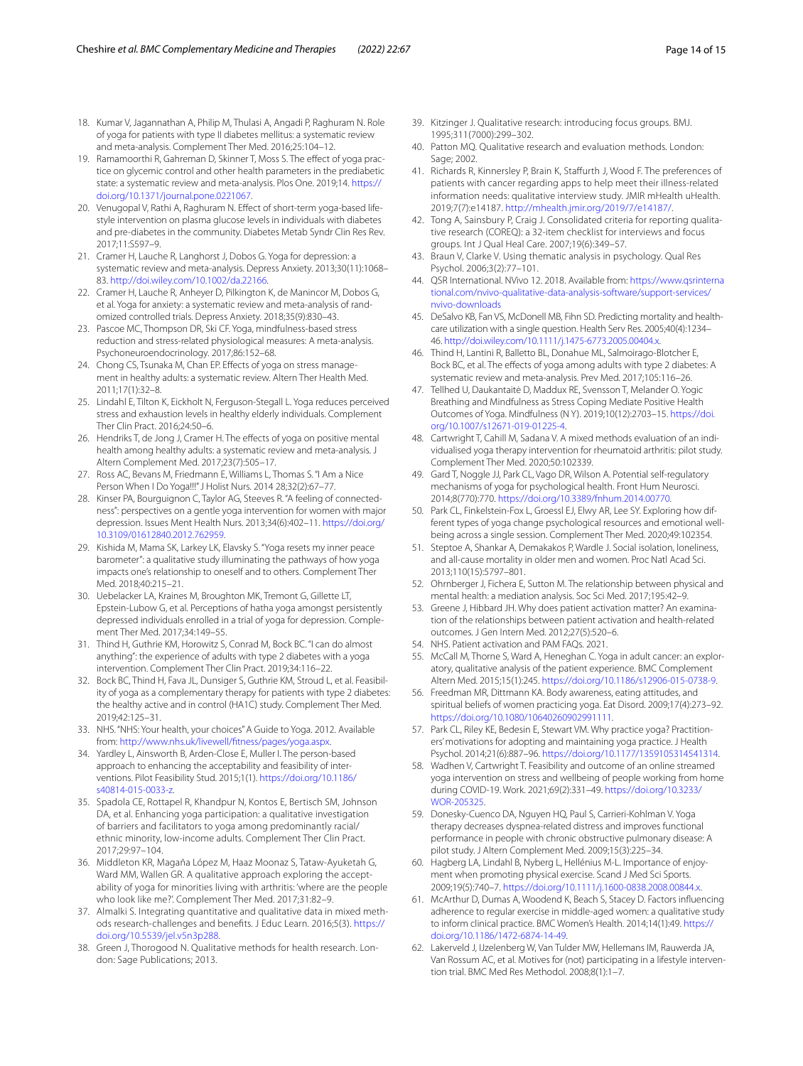18. Kumar V, Jagannathan A, Philip M, Thulasi A, Angadi P, Raghuram N. Role of yoga for patients with type II diabetes mellitus: a systematic review and meta-analysis. Complement Ther Med. 2016;25:104–12.
19. Ramamoorthi R, Gahreman D, Skinner T, Moss S. The effect of yoga practice on glycemic control and other health parameters in the prediabetic state: a systematic review and meta-analysis. Plos One. 2019;14. https://doi.org/10.1371/journal.pone.0221067.
20. Venugopal V, Rathi A, Raghuram N. Effect of short-term yoga-based lifestyle intervention on plasma glucose levels in individuals with diabetes and pre-diabetes in the community. Diabetes Metab Syndr Clin Res Rev. 2017;11:S597–9.
21. Cramer H, Lauche R, Langhorst J, Dobos G. Yoga for depression: a systematic review and meta-analysis. Depress Anxiety. 2013;30(11):1068–83. http://doi.wiley.com/10.1002/da.22166.
22. Cramer H, Lauche R, Anheyer D, Pilkington K, de Manincor M, Dobos G, et al. Yoga for anxiety: a systematic review and meta-analysis of randomized controlled trials. Depress Anxiety. 2018;35(9):830–43.
23. Pascoe MC, Thompson DR, Ski CF. Yoga, mindfulness-based stress reduction and stress-related physiological measures: A meta-analysis. Psychoneuroendocrinology. 2017;86:152–68.
24. Chong CS, Tsunaka M, Chan EP. Effects of yoga on stress management in healthy adults: a systematic review. Altern Ther Health Med. 2011;17(1):32–8.
25. Lindahl E, Tilton K, Eickholt N, Ferguson-Stegall L. Yoga reduces perceived stress and exhaustion levels in healthy elderly individuals. Complement Ther Clin Pract. 2016;24:50–6.
26. Hendriks T, de Jong J, Cramer H. The effects of yoga on positive mental health among healthy adults: a systematic review and meta-analysis. J Altern Complement Med. 2017;23(7):505–17.
27. Ross AC, Bevans M, Friedmann E, Williams L, Thomas S. "I Am a Nice Person When I Do Yoga!!!" J Holist Nurs. 2014 28;32(2):67–77.
28. Kinser PA, Bourguignon C, Taylor AG, Steeves R. "A feeling of connectedness": perspectives on a gentle yoga intervention for women with major depression. Issues Ment Health Nurs. 2013;34(6):402–11. https://doi.org/10.3109/01612840.2012.762959.
29. Kishida M, Mama SK, Larkey LK, Elavsky S. "Yoga resets my inner peace barometer": a qualitative study illuminating the pathways of how yoga impacts one's relationship to oneself and to others. Complement Ther Med. 2018;40:215–21.
30. Uebelacker LA, Kraines M, Broughton MK, Tremont G, Gillette LT, Epstein-Lubow G, et al. Perceptions of hatha yoga amongst persistently depressed individuals enrolled in a trial of yoga for depression. Complement Ther Med. 2017;34:149–55.
31. Thind H, Guthrie KM, Horowitz S, Conrad M, Bock BC. "I can do almost anything": the experience of adults with type 2 diabetes with a yoga intervention. Complement Ther Clin Pract. 2019;34:116–22.
32. Bock BC, Thind H, Fava JL, Dunsiger S, Guthrie KM, Stroud L, et al. Feasibility of yoga as a complementary therapy for patients with type 2 diabetes: the healthy active and in control (HA1C) study. Complement Ther Med. 2019;42:125–31.
33. NHS. "NHS: Your health, your choices" A Guide to Yoga. 2012. Available from: http://www.nhs.uk/livewell/fitness/pages/yoga.aspx.
34. Yardley L, Ainsworth B, Arden-Close E, Muller I. The person-based approach to enhancing the acceptability and feasibility of interventions. Pilot Feasibility Stud. 2015;1(1). https://doi.org/10.1186/s40814-015-0033-z.
35. Spadola CE, Rottapel R, Khandpur N, Kontos E, Bertisch SM, Johnson DA, et al. Enhancing yoga participation: a qualitative investigation of barriers and facilitators to yoga among predominantly racial/ethnic minority, low-income adults. Complement Ther Clin Pract. 2017;29:97–104.
36. Middleton KR, Magaña López M, Haaz Moonaz S, Tataw-Ayuketah G, Ward MM, Wallen GR. A qualitative approach exploring the acceptability of yoga for minorities living with arthritis: 'where are the people who look like me?'. Complement Ther Med. 2017;31:82–9.
37. Almalki S. Integrating quantitative and qualitative data in mixed methods research-challenges and benefits. J Educ Learn. 2016;5(3). https://doi.org/10.5539/jel.v5n3p288.
38. Green J, Thorogood N. Qualitative methods for health research. London: Sage Publications; 2013.
39. Kitzinger J. Qualitative research: introducing focus groups. BMJ. 1995;311(7000):299–302.
40. Patton MQ. Qualitative research and evaluation methods. London: Sage; 2002.
41. Richards R, Kinnersley P, Brain K, Staffurth J, Wood F. The preferences of patients with cancer regarding apps to help meet their illness-related information needs: qualitative interview study. JMIR mHealth uHealth. 2019;7(7):e14187. http://mhealth.jmir.org/2019/7/e14187/.
42. Tong A, Sainsbury P, Craig J. Consolidated criteria for reporting qualitative research (COREQ): a 32-item checklist for interviews and focus groups. Int J Qual Heal Care. 2007;19(6):349–57.
43. Braun V, Clarke V. Using thematic analysis in psychology. Qual Res Psychol. 2006;3(2):77–101.
44. QSR International. NVivo 12. 2018. Available from: https://www.qsrinternational.com/nvivo-qualitative-data-analysis-software/support-services/nvivo-downloads
45. DeSalvo KB, Fan VS, McDonell MB, Fihn SD. Predicting mortality and healthcare utilization with a single question. Health Serv Res. 2005;40(4):1234–46. http://doi.wiley.com/10.1111/j.1475-6773.2005.00404.x.
46. Thind H, Lantini R, Balletto BL, Donahue ML, Salmoirago-Blotcher E, Bock BC, et al. The effects of yoga among adults with type 2 diabetes: A systematic review and meta-analysis. Prev Med. 2017;105:116–26.
47. Tellhed U, Daukantaitė D, Maddux RE, Svensson T, Melander O. Yogic Breathing and Mindfulness as Stress Coping Mediate Positive Health Outcomes of Yoga. Mindfulness (N Y). 2019;10(12):2703–15. https://doi.org/10.1007/s12671-019-01225-4.
48. Cartwright T, Cahill M, Sadana V. A mixed methods evaluation of an individualised yoga therapy intervention for rheumatoid arthritis: pilot study. Complement Ther Med. 2020;50:102339.
49. Gard T, Noggle JJ, Park CL, Vago DR, Wilson A. Potential self-regulatory mechanisms of yoga for psychological health. Front Hum Neurosci. 2014;8(770):770. https://doi.org/10.3389/fnhum.2014.00770.
50. Park CL, Finkelstein-Fox L, Groessl EJ, Elwy AR, Lee SY. Exploring how different types of yoga change psychological resources and emotional well-being across a single session. Complement Ther Med. 2020;49:102354.
51. Steptoe A, Shankar A, Demakakos P, Wardle J. Social isolation, loneliness, and all-cause mortality in older men and women. Proc Natl Acad Sci. 2013;110(15):5797–801.
52. Ohrnberger J, Fichera E, Sutton M. The relationship between physical and mental health: a mediation analysis. Soc Sci Med. 2017;195:42–9.
53. Greene J, Hibbard JH. Why does patient activation matter? An examination of the relationships between patient activation and health-related outcomes. J Gen Intern Med. 2012;27(5):520–6.
54. NHS. Patient activation and PAM FAQs. 2021.
55. McCall M, Thorne S, Ward A, Heneghan C. Yoga in adult cancer: an exploratory, qualitative analysis of the patient experience. BMC Complement Altern Med. 2015;15(1):245. https://doi.org/10.1186/s12906-015-0738-9.
56. Freedman MR, Dittmann KA. Body awareness, eating attitudes, and spiritual beliefs of women practicing yoga. Eat Disord. 2009;17(4):273–92. https://doi.org/10.1080/10640260902991111.
57. Park CL, Riley KE, Bedesin E, Stewart VM. Why practice yoga? Practitioners' motivations for adopting and maintaining yoga practice. J Health Psychol. 2014;21(6):887–96. https://doi.org/10.1177/1359105314541314.
58. Wadhen V, Cartwright T. Feasibility and outcome of an online streamed yoga intervention on stress and wellbeing of people working from home during COVID-19. Work. 2021;69(2):331–49. https://doi.org/10.3233/WOR-205325.
59. Donesky-Cuenco DA, Nguyen HQ, Paul S, Carrieri-Kohlman V. Yoga therapy decreases dyspnea-related distress and improves functional performance in people with chronic obstructive pulmonary disease: A pilot study. J Altern Complement Med. 2009;15(3):225–34.
60. Hagberg LA, Lindahl B, Nyberg L, Hellénius M-L. Importance of enjoyment when promoting physical exercise. Scand J Med Sci Sports. 2009;19(5):740–7. https://doi.org/10.1111/j.1600-0838.2008.00844.x.
61. McArthur D, Dumas A, Woodend K, Beach S, Stacey D. Factors influencing adherence to regular exercise in middle-aged women: a qualitative study to inform clinical practice. BMC Women's Health. 2014;14(1):49. https://doi.org/10.1186/1472-6874-14-49.
62. Lakerveld J, IJzelenberg W, Van Tulder MW, Hellemans IM, Rauwerda JA, Van Rossum AC, et al. Motives for (not) participating in a lifestyle intervention trial. BMC Med Res Methodol. 2008;8(1):1–7.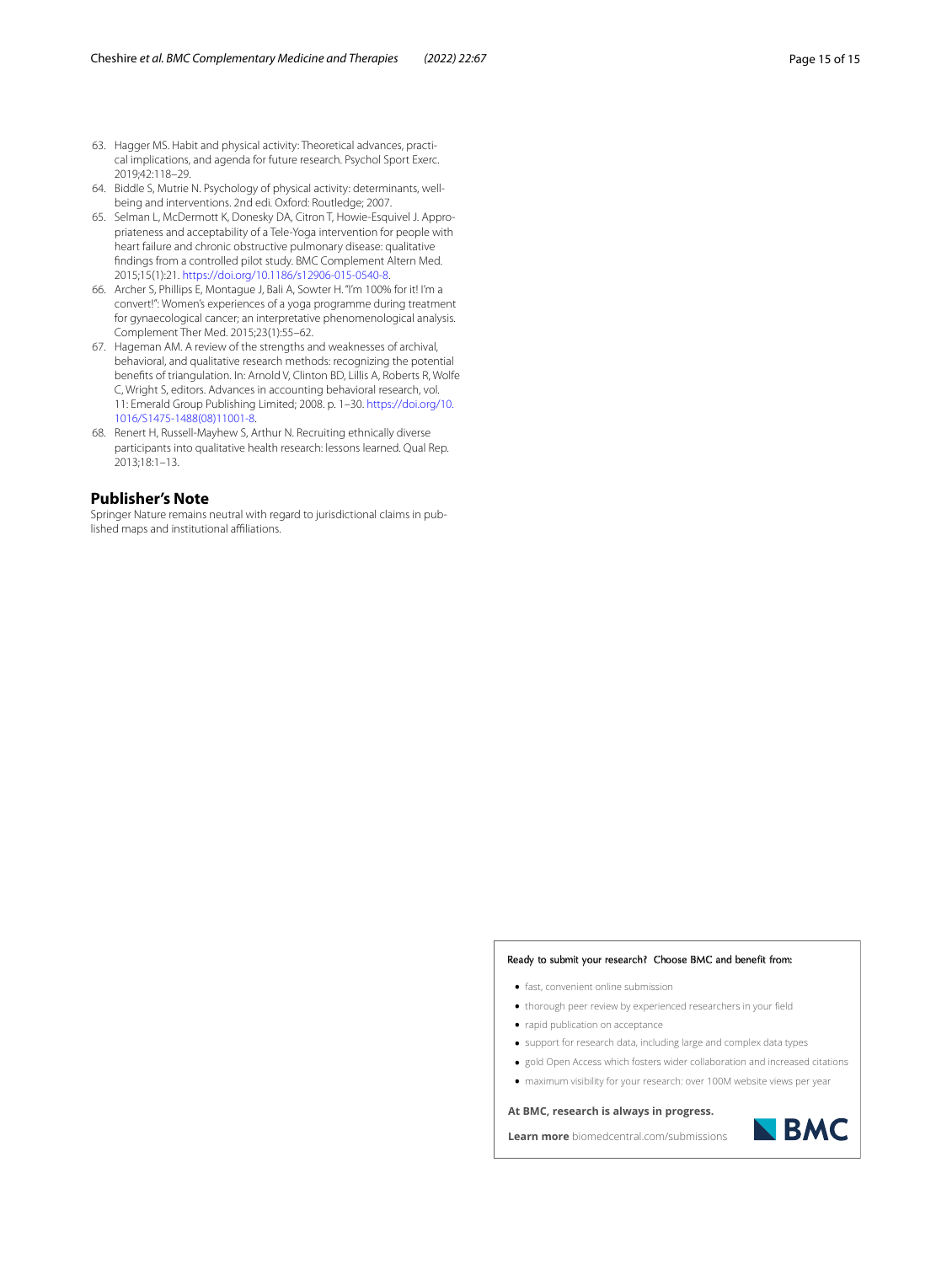63. Hagger MS. Habit and physical activity: Theoretical advances, practical implications, and agenda for future research. Psychol Sport Exerc. 2019;42:118–29.
64. Biddle S, Mutrie N. Psychology of physical activity: determinants, well-being and interventions. 2nd edi. Oxford: Routledge; 2007.
65. Selman L, McDermott K, Donesky DA, Citron T, Howie-Esquivel J. Appropriateness and acceptability of a Tele-Yoga intervention for people with heart failure and chronic obstructive pulmonary disease: qualitative findings from a controlled pilot study. BMC Complement Altern Med. 2015;15(1):21. https://doi.org/10.1186/s12906-015-0540-8.
66. Archer S, Phillips E, Montague J, Bali A, Sowter H. "I'm 100% for it! I'm a convert!": Women's experiences of a yoga programme during treatment for gynaecological cancer; an interpretative phenomenological analysis. Complement Ther Med. 2015;23(1):55–62.
67. Hageman AM. A review of the strengths and weaknesses of archival, behavioral, and qualitative research methods: recognizing the potential benefits of triangulation. In: Arnold V, Clinton BD, Lillis A, Roberts R, Wolfe C, Wright S, editors. Advances in accounting behavioral research, vol. 11: Emerald Group Publishing Limited; 2008. p. 1–30. https://doi.org/10.1016/S1475-1488(08)11001-8.
68. Renert H, Russell-Mayhew S, Arthur N. Recruiting ethnically diverse participants into qualitative health research: lessons learned. Qual Rep. 2013;18:1–13.

## Publisher's Note

Springer Nature remains neutral with regard to jurisdictional claims in published maps and institutional affiliations.

Ready to submit your research? Choose BMC and benefit from:

- fast, convenient online submission
- thorough peer review by experienced researchers in your field
- rapid publication on acceptance
- support for research data, including large and complex data types
- gold Open Access which fosters wider collaboration and increased citations
- maximum visibility for your research: over 100M website views per year

**At BMC, research is always in progress.**

**Learn more** biomedcentral.com/submissions

BMC